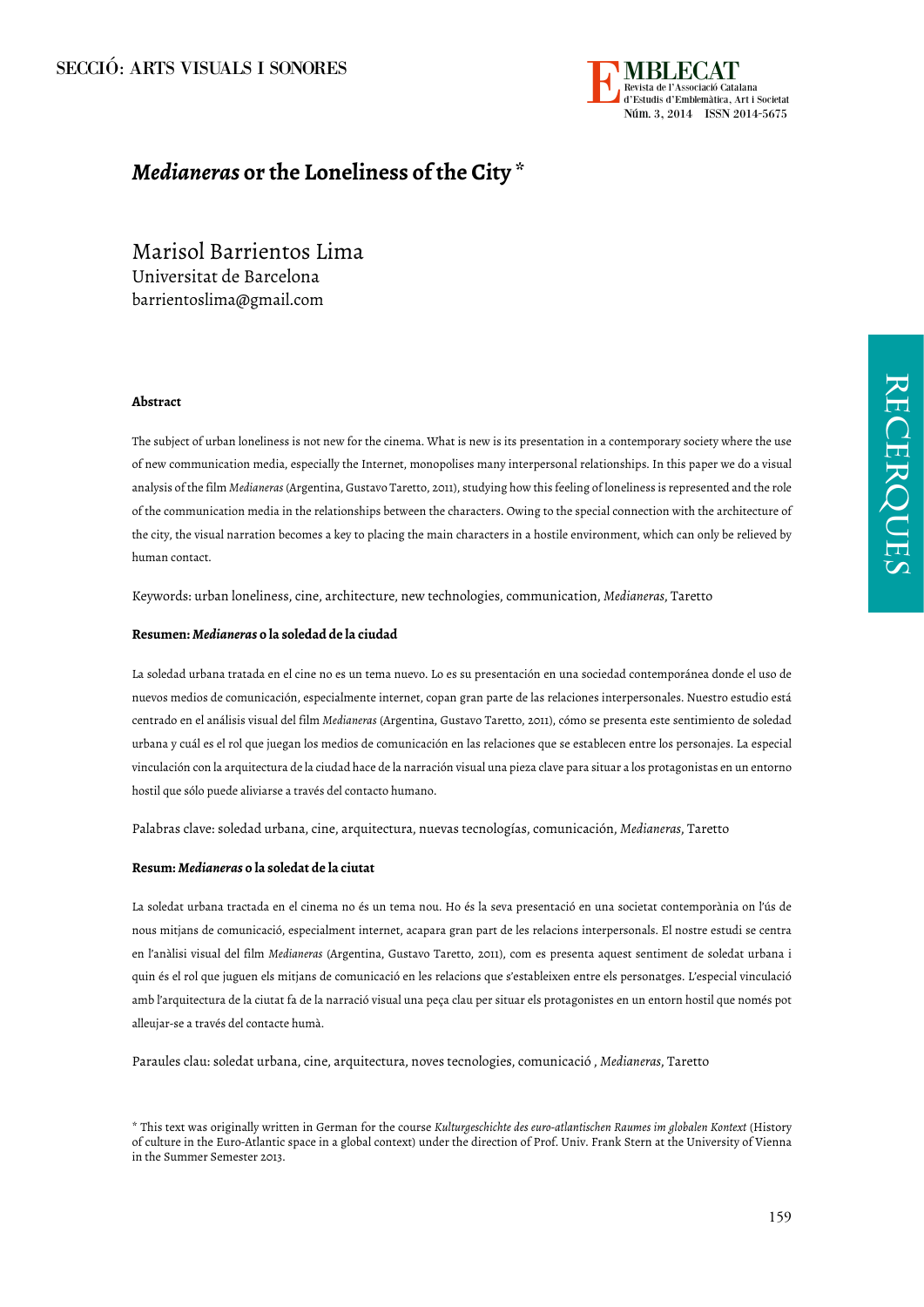# *Medianeras* or the Loneliness of the City *

Marisol Barrientos Lima
Universitat de Barcelona
barrientoslima@gmail.com

**Abstract**

The subject of urban loneliness is not new for the cinema. What is new is its presentation in a contemporary society where the use of new communication media, especially the Internet, monopolises many interpersonal relationships. In this paper we do a visual analysis of the film *Medianeras* (Argentina, Gustavo Taretto, 2011), studying how this feeling of loneliness is represented and the role of the communication media in the relationships between the characters. Owing to the special connection with the architecture of the city, the visual narration becomes a key to placing the main characters in a hostile environment, which can only be relieved by human contact.

Keywords: urban loneliness, cine, architecture, new technologies, communication, *Medianeras*, Taretto

**Resumen: *Medianeras* o la soledad de la ciudad**

La soledad urbana tratada en el cine no es un tema nuevo. Lo es su presentación en una sociedad contemporánea donde el uso de nuevos medios de comunicación, especialmente internet, copan gran parte de las relaciones interpersonales. Nuestro estudio está centrado en el análisis visual del film *Medianeras* (Argentina, Gustavo Taretto, 2011), cómo se presenta este sentimiento de soledad urbana y cuál es el rol que juegan los medios de comunicación en las relaciones que se establecen entre los personajes. La especial vinculación con la arquitectura de la ciudad hace de la narración visual una pieza clave para situar a los protagonistas en un entorno hostil que sólo puede aliviarse a través del contacto humano.

Palabras clave: soledad urbana, cine, arquitectura, nuevas tecnologías, comunicación, *Medianeras*, Taretto

**Resum: *Medianeras* o la soledat de la ciutat**

La soledat urbana tractada en el cinema no és un tema nou. Ho és la seva presentació en una societat contemporània on l'ús de nous mitjans de comunicació, especialment internet, acapara gran part de les relacions interpersonals. El nostre estudi se centra en l'anàlisi visual del film *Medianeras* (Argentina, Gustavo Taretto, 2011), com es presenta aquest sentiment de soledat urbana i quin és el rol que juguen els mitjans de comunicació en les relacions que s'estableixen entre els personatges. L'especial vinculació amb l'arquitectura de la ciutat fa de la narració visual una peça clau per situar els protagonistes en un entorn hostil que només pot alleujar-se a través del contacte humà.

Paraules clau: soledat urbana, cine, arquitectura, noves tecnologies, comunicació , *Medianeras*, Taretto

* This text was originally written in German for the course *Kulturgeschichte des euro-atlantischen Raumes im globalen Kontext* (History of culture in the Euro-Atlantic space in a global context) under the direction of Prof. Univ. Frank Stern at the University of Vienna in the Summer Semester 2013.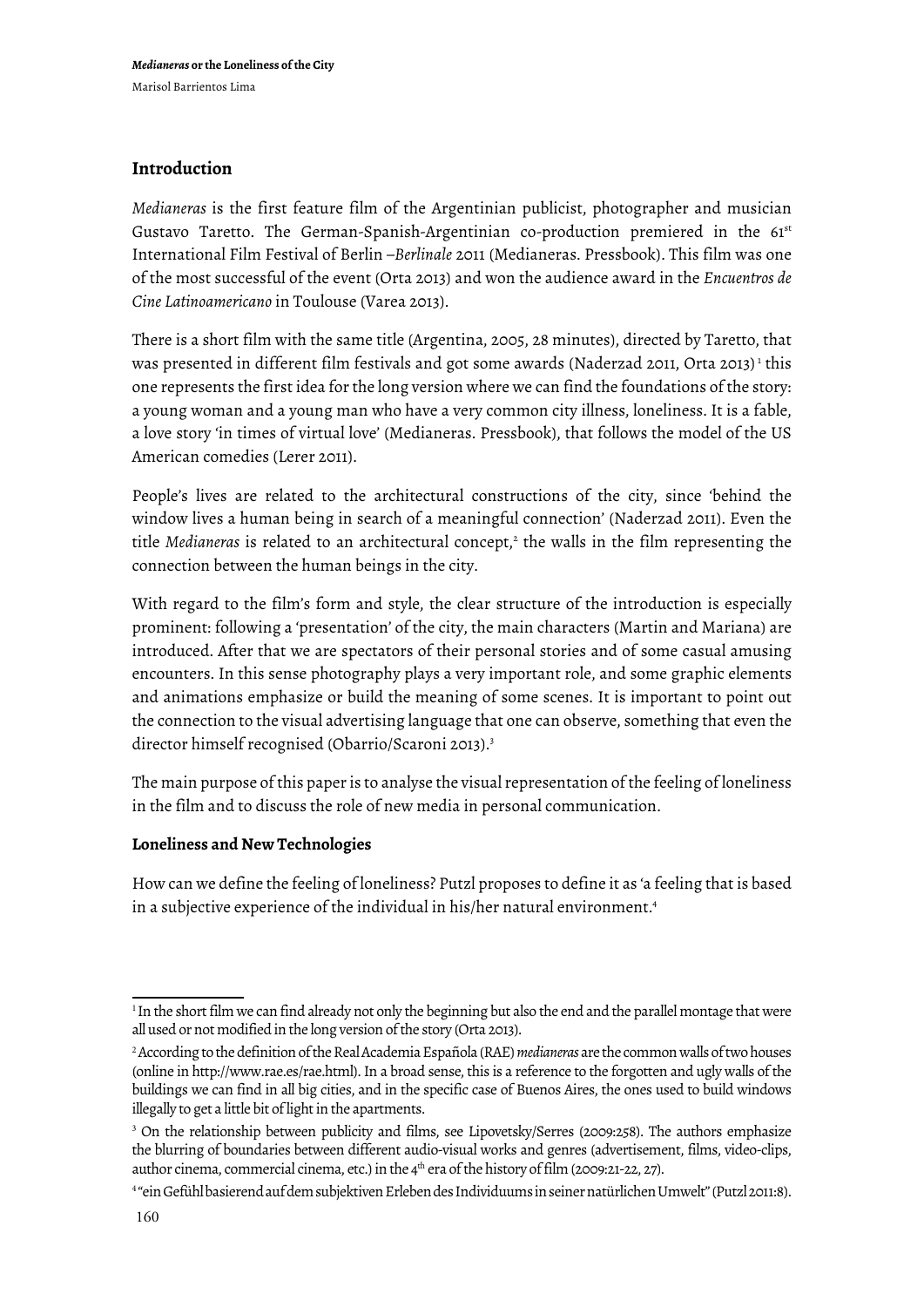## Introduction

*Medianeras* is the first feature film of the Argentinian publicist, photographer and musician Gustavo Taretto. The German-Spanish-Argentinian co-production premiered in the 61st International Film Festival of Berlin –*Berlinale* 2011 (Medianeras. Pressbook). This film was one of the most successful of the event (Orta 2013) and won the audience award in the *Encuentros de Cine Latinoamericano* in Toulouse (Varea 2013).

There is a short film with the same title (Argentina, 2005, 28 minutes), directed by Taretto, that was presented in different film festivals and got some awards (Naderzad 2011, Orta 2013) [1] this one represents the first idea for the long version where we can find the foundations of the story: a young woman and a young man who have a very common city illness, loneliness. It is a fable, a love story 'in times of virtual love' (Medianeras. Pressbook), that follows the model of the US American comedies (Lerer 2011).

People's lives are related to the architectural constructions of the city, since 'behind the window lives a human being in search of a meaningful connection' (Naderzad 2011). Even the title *Medianeras* is related to an architectural concept,[2] the walls in the film representing the connection between the human beings in the city.

With regard to the film's form and style, the clear structure of the introduction is especially prominent: following a 'presentation' of the city, the main characters (Martin and Mariana) are introduced. After that we are spectators of their personal stories and of some casual amusing encounters. In this sense photography plays a very important role, and some graphic elements and animations emphasize or build the meaning of some scenes. It is important to point out the connection to the visual advertising language that one can observe, something that even the director himself recognised (Obarrio/Scaroni 2013).[3]

The main purpose of this paper is to analyse the visual representation of the feeling of loneliness in the film and to discuss the role of new media in personal communication.

### Loneliness and New Technologies

How can we define the feeling of loneliness? Putzl proposes to define it as 'a feeling that is based in a subjective experience of the individual in his/her natural environment.[4]

---

[1] In the short film we can find already not only the beginning but also the end and the parallel montage that were all used or not modified in the long version of the story (Orta 2013).

[2] According to the definition of the Real Academia Española (RAE) *medianeras* are the common walls of two houses (online in http://www.rae.es/rae.html). In a broad sense, this is a reference to the forgotten and ugly walls of the buildings we can find in all big cities, and in the specific case of Buenos Aires, the ones used to build windows illegally to get a little bit of light in the apartments.

[3] On the relationship between publicity and films, see Lipovetsky/Serres (2009:258). The authors emphasize the blurring of boundaries between different audio-visual works and genres (advertisement, films, video-clips, author cinema, commercial cinema, etc.) in the 4th era of the history of film (2009:21-22, 27).

[4] "ein Gefühl basierend auf dem subjektiven Erleben des Individuums in seiner natürlichen Umwelt" (Putzl 2011:8).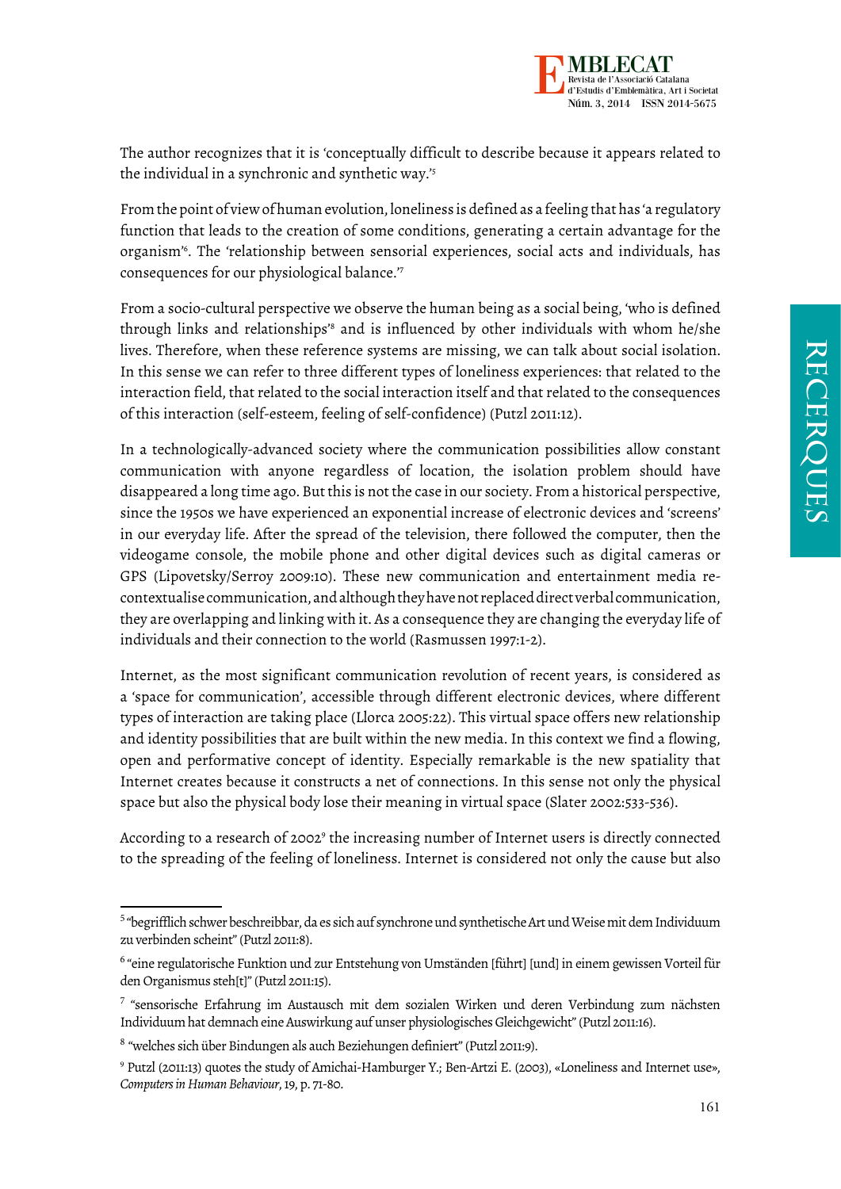The author recognizes that it is 'conceptually difficult to describe because it appears related to the individual in a synchronic and synthetic way.'[5]

From the point of view of human evolution, loneliness is defined as a feeling that has 'a regulatory function that leads to the creation of some conditions, generating a certain advantage for the organism'[6]. The 'relationship between sensorial experiences, social acts and individuals, has consequences for our physiological balance.'[7]

From a socio-cultural perspective we observe the human being as a social being, 'who is defined through links and relationships'[8] and is influenced by other individuals with whom he/she lives. Therefore, when these reference systems are missing, we can talk about social isolation. In this sense we can refer to three different types of loneliness experiences: that related to the interaction field, that related to the social interaction itself and that related to the consequences of this interaction (self-esteem, feeling of self-confidence) (Putzl 2011:12).

In a technologically-advanced society where the communication possibilities allow constant communication with anyone regardless of location, the isolation problem should have disappeared a long time ago. But this is not the case in our society. From a historical perspective, since the 1950s we have experienced an exponential increase of electronic devices and 'screens' in our everyday life. After the spread of the television, there followed the computer, then the videogame console, the mobile phone and other digital devices such as digital cameras or GPS (Lipovetsky/Serroy 2009:10). These new communication and entertainment media re-contextualise communication, and although they have not replaced direct verbal communication, they are overlapping and linking with it. As a consequence they are changing the everyday life of individuals and their connection to the world (Rasmussen 1997:1-2).

Internet, as the most significant communication revolution of recent years, is considered as a 'space for communication', accessible through different electronic devices, where different types of interaction are taking place (Llorca 2005:22). This virtual space offers new relationship and identity possibilities that are built within the new media. In this context we find a flowing, open and performative concept of identity. Especially remarkable is the new spatiality that Internet creates because it constructs a net of connections. In this sense not only the physical space but also the physical body lose their meaning in virtual space (Slater 2002:533-536).

According to a research of 2002[9] the increasing number of Internet users is directly connected to the spreading of the feeling of loneliness. Internet is considered not only the cause but also

---

[5] "begrifflich schwer beschreibbar, da es sich auf synchrone und synthetische Art und Weise mit dem Individuum zu verbinden scheint" (Putzl 2011:8).

[6] "eine regulatorische Funktion und zur Entstehung von Umständen [führt] [und] in einem gewissen Vorteil für den Organismus steh[t]" (Putzl 2011:15).

[7] "sensorische Erfahrung im Austausch mit dem sozialen Wirken und deren Verbindung zum nächsten Individuum hat demnach eine Auswirkung auf unser physiologisches Gleichgewicht" (Putzl 2011:16).

[8] "welches sich über Bindungen als auch Beziehungen definiert" (Putzl 2011:9).

[9] Putzl (2011:13) quotes the study of Amichai-Hamburger Y.; Ben-Artzi E. (2003), «Loneliness and Internet use», *Computers in Human Behaviour*, 19, p. 71-80.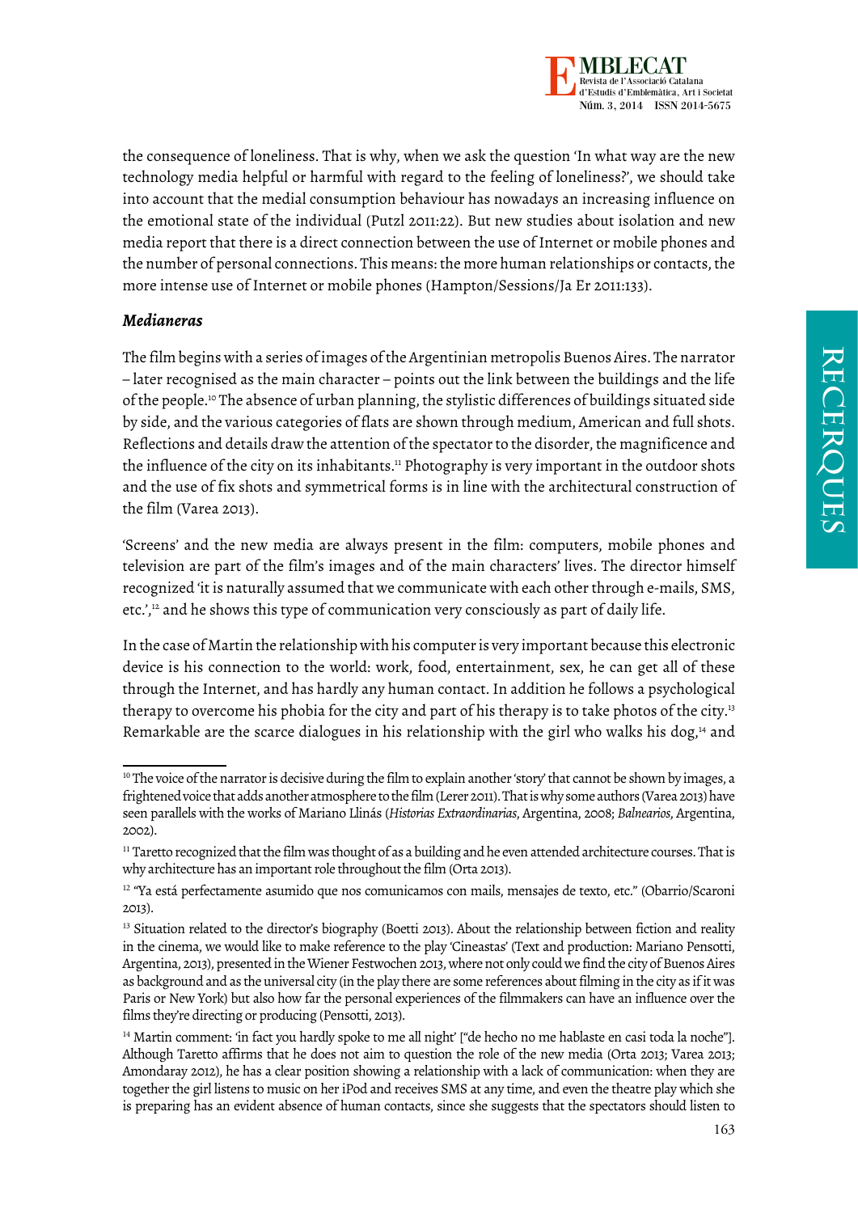the consequence of loneliness. That is why, when we ask the question 'In what way are the new technology media helpful or harmful with regard to the feeling of loneliness?', we should take into account that the medial consumption behaviour has nowadays an increasing influence on the emotional state of the individual (Putzl 2011:22). But new studies about isolation and new media report that there is a direct connection between the use of Internet or mobile phones and the number of personal connections. This means: the more human relationships or contacts, the more intense use of Internet or mobile phones (Hampton/Sessions/Ja Er 2011:133).

### *Medianeras*

The film begins with a series of images of the Argentinian metropolis Buenos Aires. The narrator – later recognised as the main character – points out the link between the buildings and the life of the people.[10] The absence of urban planning, the stylistic differences of buildings situated side by side, and the various categories of flats are shown through medium, American and full shots. Reflections and details draw the attention of the spectator to the disorder, the magnificence and the influence of the city on its inhabitants.[11] Photography is very important in the outdoor shots and the use of fix shots and symmetrical forms is in line with the architectural construction of the film (Varea 2013).

'Screens' and the new media are always present in the film: computers, mobile phones and television are part of the film's images and of the main characters' lives. The director himself recognized 'it is naturally assumed that we communicate with each other through e-mails, SMS, etc.',[12] and he shows this type of communication very consciously as part of daily life.

In the case of Martin the relationship with his computer is very important because this electronic device is his connection to the world: work, food, entertainment, sex, he can get all of these through the Internet, and has hardly any human contact. In addition he follows a psychological therapy to overcome his phobia for the city and part of his therapy is to take photos of the city.[13] Remarkable are the scarce dialogues in his relationship with the girl who walks his dog,[14] and

---

[10] The voice of the narrator is decisive during the film to explain another 'story' that cannot be shown by images, a frightened voice that adds another atmosphere to the film (Lerer 2011). That is why some authors (Varea 2013) have seen parallels with the works of Mariano Llinás (*Historias Extraordinarias*, Argentina, 2008; *Balnearios*, Argentina, 2002).

[11] Taretto recognized that the film was thought of as a building and he even attended architecture courses. That is why architecture has an important role throughout the film (Orta 2013).

[12] "Ya está perfectamente asumido que nos comunicamos con mails, mensajes de texto, etc." (Obarrio/Scaroni 2013).

[13] Situation related to the director's biography (Boetti 2013). About the relationship between fiction and reality in the cinema, we would like to make reference to the play 'Cineastas' (Text and production: Mariano Pensotti, Argentina, 2013), presented in the Wiener Festwochen 2013, where not only could we find the city of Buenos Aires as background and as the universal city (in the play there are some references about filming in the city as if it was Paris or New York) but also how far the personal experiences of the filmmakers can have an influence over the films they're directing or producing (Pensotti, 2013).

[14] Martin comment: 'in fact you hardly spoke to me all night' ["de hecho no me hablaste en casi toda la noche"]. Although Taretto affirms that he does not aim to question the role of the new media (Orta 2013; Varea 2013; Amondaray 2012), he has a clear position showing a relationship with a lack of communication: when they are together the girl listens to music on her iPod and receives SMS at any time, and even the theatre play which she is preparing has an evident absence of human contacts, since she suggests that the spectators should listen to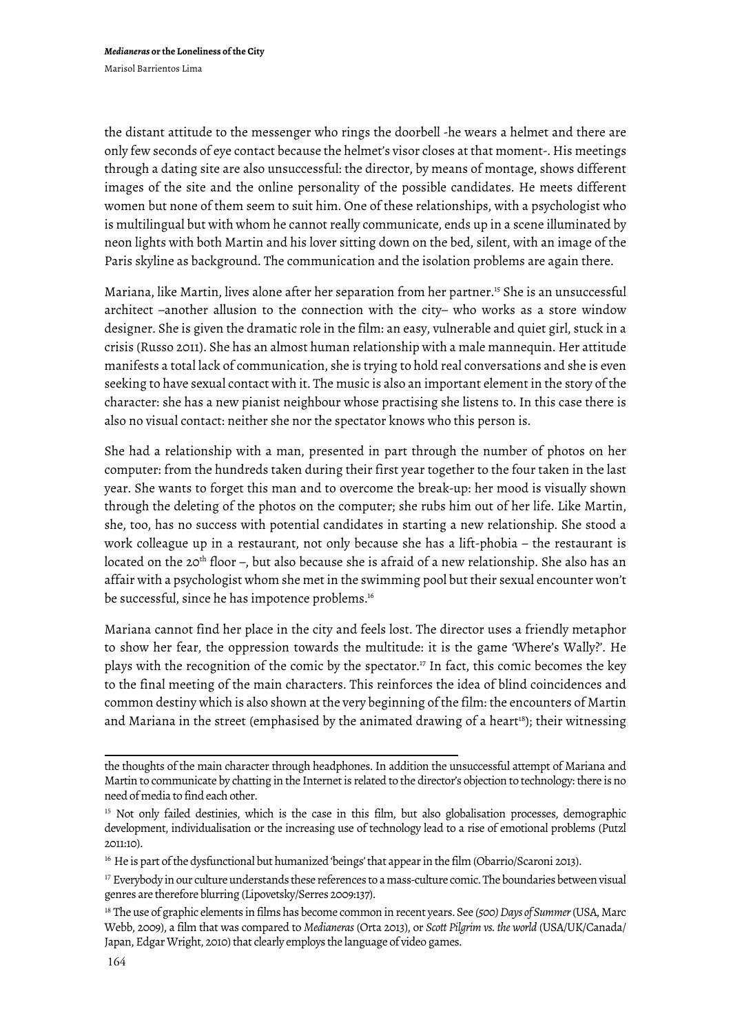the distant attitude to the messenger who rings the doorbell -he wears a helmet and there are only few seconds of eye contact because the helmet's visor closes at that moment-. His meetings through a dating site are also unsuccessful: the director, by means of montage, shows different images of the site and the online personality of the possible candidates. He meets different women but none of them seem to suit him. One of these relationships, with a psychologist who is multilingual but with whom he cannot really communicate, ends up in a scene illuminated by neon lights with both Martin and his lover sitting down on the bed, silent, with an image of the Paris skyline as background. The communication and the isolation problems are again there.

Mariana, like Martin, lives alone after her separation from her partner.[15] She is an unsuccessful architect –another allusion to the connection with the city– who works as a store window designer. She is given the dramatic role in the film: an easy, vulnerable and quiet girl, stuck in a crisis (Russo 2011). She has an almost human relationship with a male mannequin. Her attitude manifests a total lack of communication, she is trying to hold real conversations and she is even seeking to have sexual contact with it. The music is also an important element in the story of the character: she has a new pianist neighbour whose practising she listens to. In this case there is also no visual contact: neither she nor the spectator knows who this person is.

She had a relationship with a man, presented in part through the number of photos on her computer: from the hundreds taken during their first year together to the four taken in the last year. She wants to forget this man and to overcome the break-up: her mood is visually shown through the deleting of the photos on the computer; she rubs him out of her life. Like Martin, she, too, has no success with potential candidates in starting a new relationship. She stood a work colleague up in a restaurant, not only because she has a lift-phobia – the restaurant is located on the 20th floor –, but also because she is afraid of a new relationship. She also has an affair with a psychologist whom she met in the swimming pool but their sexual encounter won't be successful, since he has impotence problems.[16]

Mariana cannot find her place in the city and feels lost. The director uses a friendly metaphor to show her fear, the oppression towards the multitude: it is the game 'Where's Wally?'. He plays with the recognition of the comic by the spectator.[17] In fact, this comic becomes the key to the final meeting of the main characters. This reinforces the idea of blind coincidences and common destiny which is also shown at the very beginning of the film: the encounters of Martin and Mariana in the street (emphasised by the animated drawing of a heart[18]); their witnessing

---

the thoughts of the main character through headphones. In addition the unsuccessful attempt of Mariana and Martin to communicate by chatting in the Internet is related to the director's objection to technology: there is no need of media to find each other.

[15] Not only failed destinies, which is the case in this film, but also globalisation processes, demographic development, individualisation or the increasing use of technology lead to a rise of emotional problems (Putzl 2011:10).

[16] He is part of the dysfunctional but humanized 'beings' that appear in the film (Obarrio/Scaroni 2013).

[17] Everybody in our culture understands these references to a mass-culture comic. The boundaries between visual genres are therefore blurring (Lipovetsky/Serres 2009:137).

[18] The use of graphic elements in films has become common in recent years. See *(500) Days of Summer* (USA, Marc Webb, 2009), a film that was compared to *Medianeras* (Orta 2013), or *Scott Pilgrim vs. the world* (USA/UK/Canada/Japan, Edgar Wright, 2010) that clearly employs the language of video games.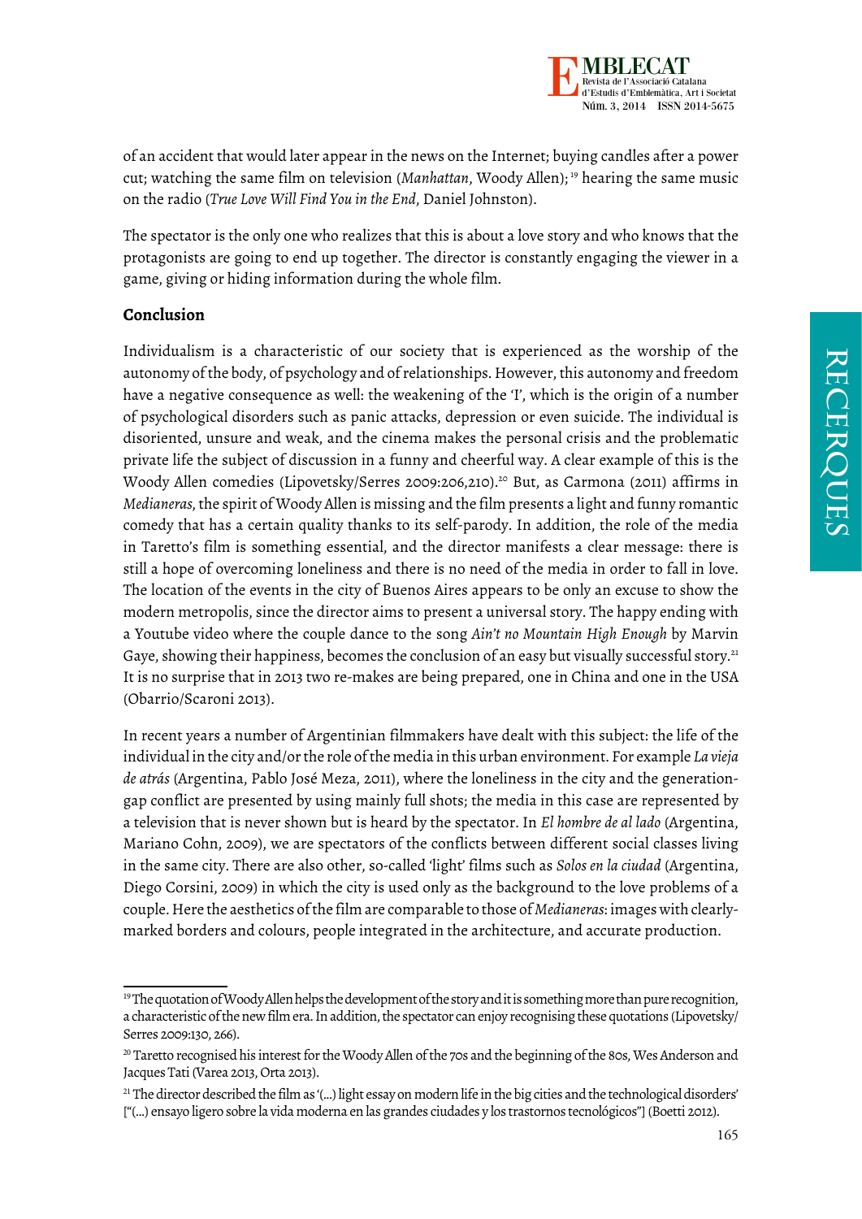of an accident that would later appear in the news on the Internet; buying candles after a power cut; watching the same film on television (*Manhattan*, Woody Allen);[19] hearing the same music on the radio (*True Love Will Find You in the End*, Daniel Johnston).

The spectator is the only one who realizes that this is about a love story and who knows that the protagonists are going to end up together. The director is constantly engaging the viewer in a game, giving or hiding information during the whole film.

## Conclusion

Individualism is a characteristic of our society that is experienced as the worship of the autonomy of the body, of psychology and of relationships. However, this autonomy and freedom have a negative consequence as well: the weakening of the 'I', which is the origin of a number of psychological disorders such as panic attacks, depression or even suicide. The individual is disoriented, unsure and weak, and the cinema makes the personal crisis and the problematic private life the subject of discussion in a funny and cheerful way. A clear example of this is the Woody Allen comedies (Lipovetsky/Serres 2009:206,210).[20] But, as Carmona (2011) affirms in *Medianeras*, the spirit of Woody Allen is missing and the film presents a light and funny romantic comedy that has a certain quality thanks to its self-parody. In addition, the role of the media in Taretto's film is something essential, and the director manifests a clear message: there is still a hope of overcoming loneliness and there is no need of the media in order to fall in love. The location of the events in the city of Buenos Aires appears to be only an excuse to show the modern metropolis, since the director aims to present a universal story. The happy ending with a Youtube video where the couple dance to the song *Ain't no Mountain High Enough* by Marvin Gaye, showing their happiness, becomes the conclusion of an easy but visually successful story.[21] It is no surprise that in 2013 two re-makes are being prepared, one in China and one in the USA (Obarrio/Scaroni 2013).

In recent years a number of Argentinian filmmakers have dealt with this subject: the life of the individual in the city and/or the role of the media in this urban environment. For example *La vieja de atrás* (Argentina, Pablo José Meza, 2011), where the loneliness in the city and the generation-gap conflict are presented by using mainly full shots; the media in this case are represented by a television that is never shown but is heard by the spectator. In *El hombre de al lado* (Argentina, Mariano Cohn, 2009), we are spectators of the conflicts between different social classes living in the same city. There are also other, so-called 'light' films such as *Solos en la ciudad* (Argentina, Diego Corsini, 2009) in which the city is used only as the background to the love problems of a couple. Here the aesthetics of the film are comparable to those of *Medianeras*: images with clearly-marked borders and colours, people integrated in the architecture, and accurate production.

---

[19] The quotation of Woody Allen helps the development of the story and it is something more than pure recognition, a characteristic of the new film era. In addition, the spectator can enjoy recognising these quotations (Lipovetsky/Serres 2009:130, 266).

[20] Taretto recognised his interest for the Woody Allen of the 70s and the beginning of the 80s, Wes Anderson and Jacques Tati (Varea 2013, Orta 2013).

[21] The director described the film as '(...) light essay on modern life in the big cities and the technological disorders' ["(...) ensayo ligero sobre la vida moderna en las grandes ciudades y los trastornos tecnológicos"] (Boetti 2012).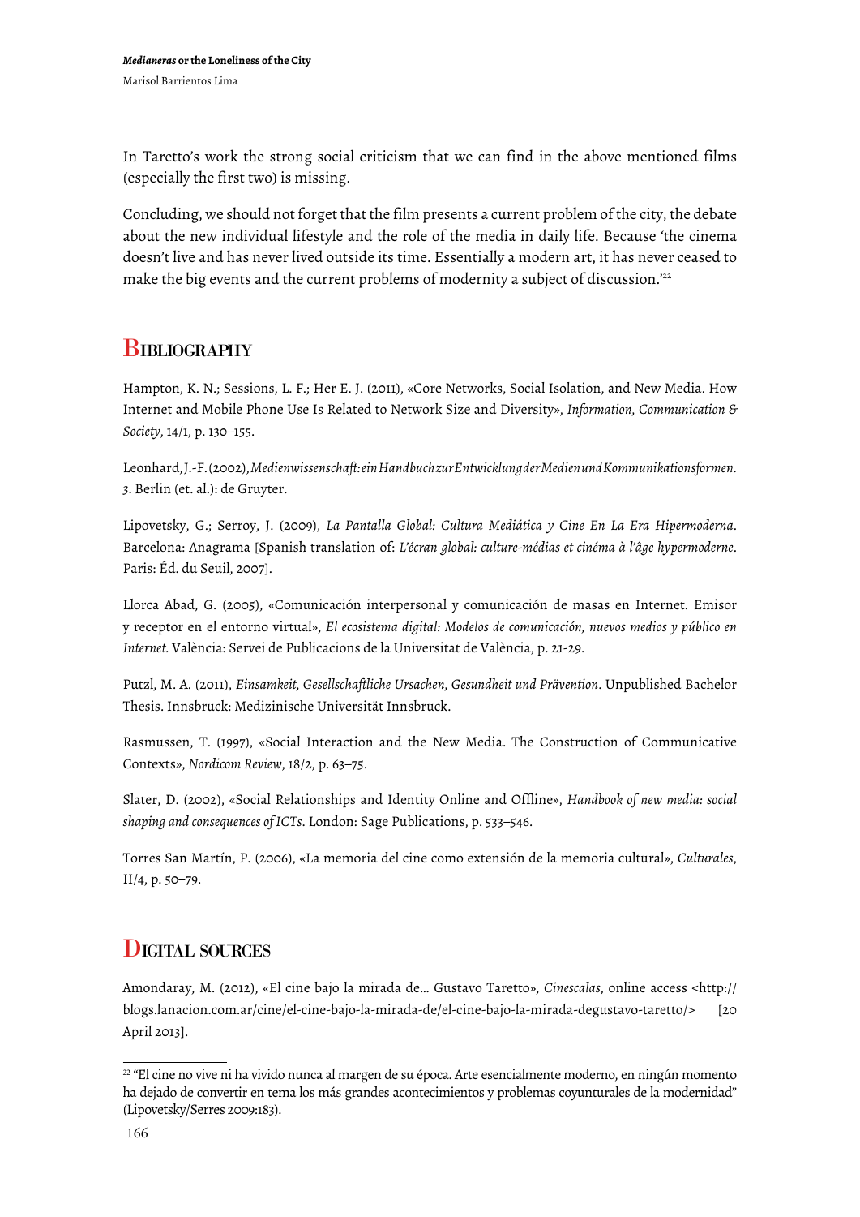In Taretto's work the strong social criticism that we can find in the above mentioned films (especially the first two) is missing.

Concluding, we should not forget that the film presents a current problem of the city, the debate about the new individual lifestyle and the role of the media in daily life. Because 'the cinema doesn't live and has never lived outside its time. Essentially a modern art, it has never ceased to make the big events and the current problems of modernity a subject of discussion.'[22]

## Bibliography

Hampton, K. N.; Sessions, L. F.; Her E. J. (2011), «Core Networks, Social Isolation, and New Media. How Internet and Mobile Phone Use Is Related to Network Size and Diversity», *Information, Communication & Society*, 14/1, p. 130–155.

Leonhard, J.-F. (2002), *Medienwissenschaft: ein Handbuch zur Entwicklung der Medien und Kommunikationsformen. 3*. Berlin (et. al.): de Gruyter.

Lipovetsky, G.; Serroy, J. (2009), *La Pantalla Global: Cultura Mediática y Cine En La Era Hipermoderna*. Barcelona: Anagrama [Spanish translation of: *L'écran global: culture-médias et cinéma à l'âge hypermoderne*. Paris: Éd. du Seuil, 2007].

Llorca Abad, G. (2005), «Comunicación interpersonal y comunicación de masas en Internet. Emisor y receptor en el entorno virtual», *El ecosistema digital: Modelos de comunicación, nuevos medios y público en Internet*. València: Servei de Publicacions de la Universitat de València, p. 21-29.

Putzl, M. A. (2011), *Einsamkeit, Gesellschaftliche Ursachen, Gesundheit und Prävention*. Unpublished Bachelor Thesis. Innsbruck: Medizinische Universität Innsbruck.

Rasmussen, T. (1997), «Social Interaction and the New Media. The Construction of Communicative Contexts», *Nordicom Review*, 18/2, p. 63–75.

Slater, D. (2002), «Social Relationships and Identity Online and Offline», *Handbook of new media: social shaping and consequences of ICTs*. London: Sage Publications, p. 533–546.

Torres San Martín, P. (2006), «La memoria del cine como extensión de la memoria cultural», *Culturales*, II/4, p. 50–79.

## Digital sources

Amondaray, M. (2012), «El cine bajo la mirada de... Gustavo Taretto», *Cinescalas*, online access <http://blogs.lanacion.com.ar/cine/el-cine-bajo-la-mirada-de/el-cine-bajo-la-mirada-degustavo-taretto/> [20 April 2013].

---

[22] "El cine no vive ni ha vivido nunca al margen de su época. Arte esencialmente moderno, en ningún momento ha dejado de convertir en tema los más grandes acontecimientos y problemas coyunturales de la modernidad" (Lipovetsky/Serres 2009:183).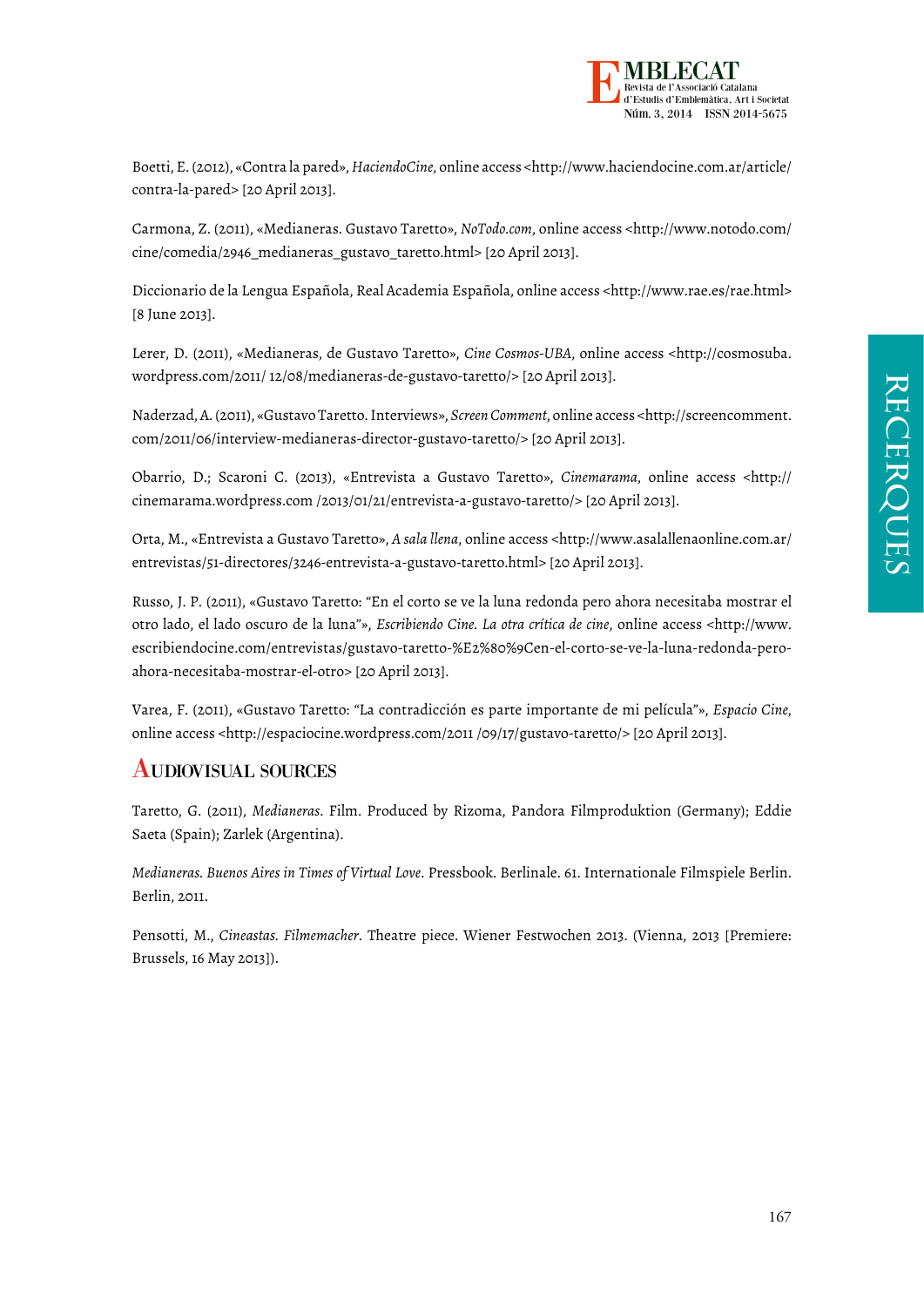Boetti, E. (2012), «Contra la pared», *HaciendoCine*, online access <http://www.haciendocine.com.ar/article/contra-la-pared> [20 April 2013].

Carmona, Z. (2011), «Medianeras. Gustavo Taretto», *NoTodo.com*, online access <http://www.notodo.com/cine/comedia/2946_medianeras_gustavo_taretto.html> [20 April 2013].

Diccionario de la Lengua Española, Real Academia Española, online access <http://www.rae.es/rae.html> [8 June 2013].

Lerer, D. (2011), «Medianeras, de Gustavo Taretto», *Cine Cosmos-UBA*, online access <http://cosmosuba.wordpress.com/2011/ 12/08/medianeras-de-gustavo-taretto/> [20 April 2013].

Naderzad, A. (2011), «Gustavo Taretto. Interviews», *Screen Comment*, online access <http://screencomment.com/2011/06/interview-medianeras-director-gustavo-taretto/> [20 April 2013].

Obarrio, D.; Scaroni C. (2013), «Entrevista a Gustavo Taretto», *Cinemarama*, online access <http://cinemarama.wordpress.com /2013/01/21/entrevista-a-gustavo-taretto/> [20 April 2013].

Orta, M., «Entrevista a Gustavo Taretto», *A sala llena*, online access <http://www.asalallenaonline.com.ar/entrevistas/51-directores/3246-entrevista-a-gustavo-taretto.html> [20 April 2013].

Russo, J. P. (2011), «Gustavo Taretto: "En el corto se ve la luna redonda pero ahora necesitaba mostrar el otro lado, el lado oscuro de la luna"», *Escribiendo Cine. La otra crítica de cine*, online access <http://www.escribiendocine.com/entrevistas/gustavo-taretto-%E2%80%9Cen-el-corto-se-ve-la-luna-redonda-pero-ahora-necesitaba-mostrar-el-otro> [20 April 2013].

Varea, F. (2011), «Gustavo Taretto: "La contradicción es parte importante de mi película"», *Espacio Cine*, online access <http://espaciocine.wordpress.com/2011 /09/17/gustavo-taretto/> [20 April 2013].

## Audiovisual sources

Taretto, G. (2011), *Medianeras*. Film. Produced by Rizoma, Pandora Filmproduktion (Germany); Eddie Saeta (Spain); Zarlek (Argentina).

*Medianeras. Buenos Aires in Times of Virtual Love*. Pressbook. Berlinale. 61. Internationale Filmspiele Berlin. Berlin, 2011.

Pensotti, M., *Cineastas. Filmemacher*. Theatre piece. Wiener Festwochen 2013. (Vienna, 2013 [Premiere: Brussels, 16 May 2013]).